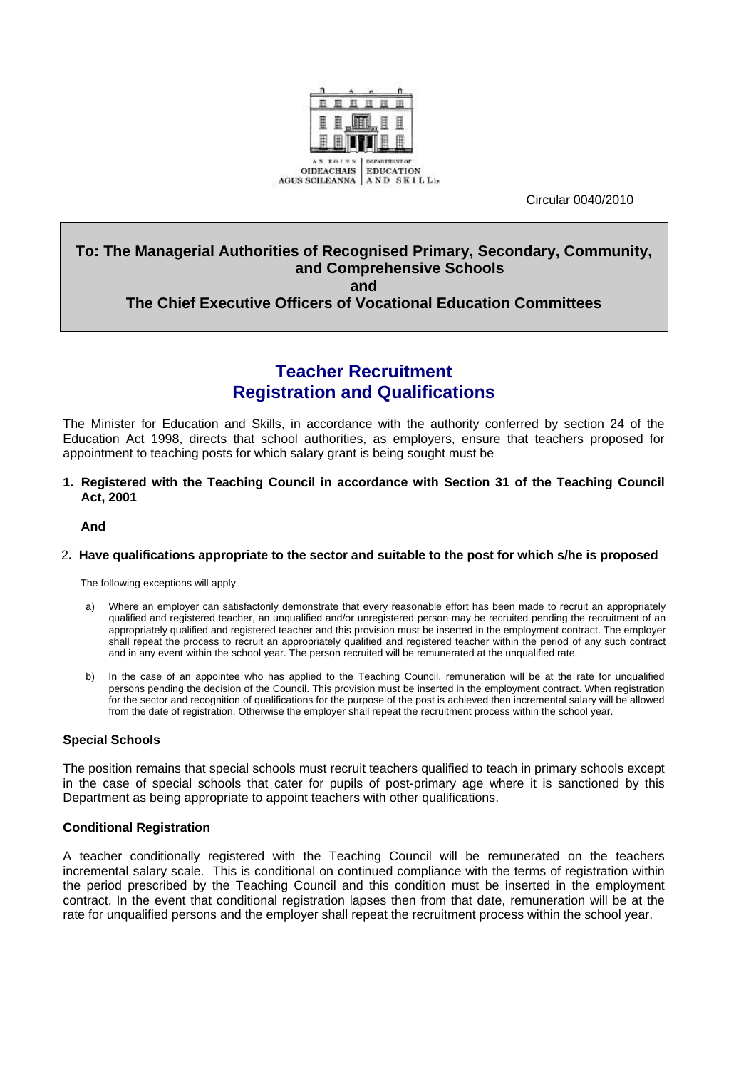AN ROINN OIDEACHAIS AGUS SCILEANNA | DEPARTMENT OF EDUCATION AND SKILLS

Circular 0040/2010

**To: The Managerial Authorities of Recognised Primary, Secondary, Community, and Comprehensive Schools**
**and**
**The Chief Executive Officers of Vocational Education Committees**

# Teacher Recruitment
# Registration and Qualifications

The Minister for Education and Skills, in accordance with the authority conferred by section 24 of the Education Act 1998, directs that school authorities, as employers, ensure that teachers proposed for appointment to teaching posts for which salary grant is being sought must be

1. **Registered with the Teaching Council in accordance with Section 31 of the Teaching Council Act, 2001**

   **And**

2. **Have qualifications appropriate to the sector and suitable to the post for which s/he is proposed**

The following exceptions will apply

a) Where an employer can satisfactorily demonstrate that every reasonable effort has been made to recruit an appropriately qualified and registered teacher, an unqualified and/or unregistered person may be recruited pending the recruitment of an appropriately qualified and registered teacher and this provision must be inserted in the employment contract. The employer shall repeat the process to recruit an appropriately qualified and registered teacher within the period of any such contract and in any event within the school year. The person recruited will be remunerated at the unqualified rate.

b) In the case of an appointee who has applied to the Teaching Council, remuneration will be at the rate for unqualified persons pending the decision of the Council. This provision must be inserted in the employment contract. When registration for the sector and recognition of qualifications for the purpose of the post is achieved then incremental salary will be allowed from the date of registration. Otherwise the employer shall repeat the recruitment process within the school year.

### Special Schools

The position remains that special schools must recruit teachers qualified to teach in primary schools except in the case of special schools that cater for pupils of post-primary age where it is sanctioned by this Department as being appropriate to appoint teachers with other qualifications.

### Conditional Registration

A teacher conditionally registered with the Teaching Council will be remunerated on the teachers incremental salary scale. This is conditional on continued compliance with the terms of registration within the period prescribed by the Teaching Council and this condition must be inserted in the employment contract. In the event that conditional registration lapses then from that date, remuneration will be at the rate for unqualified persons and the employer shall repeat the recruitment process within the school year.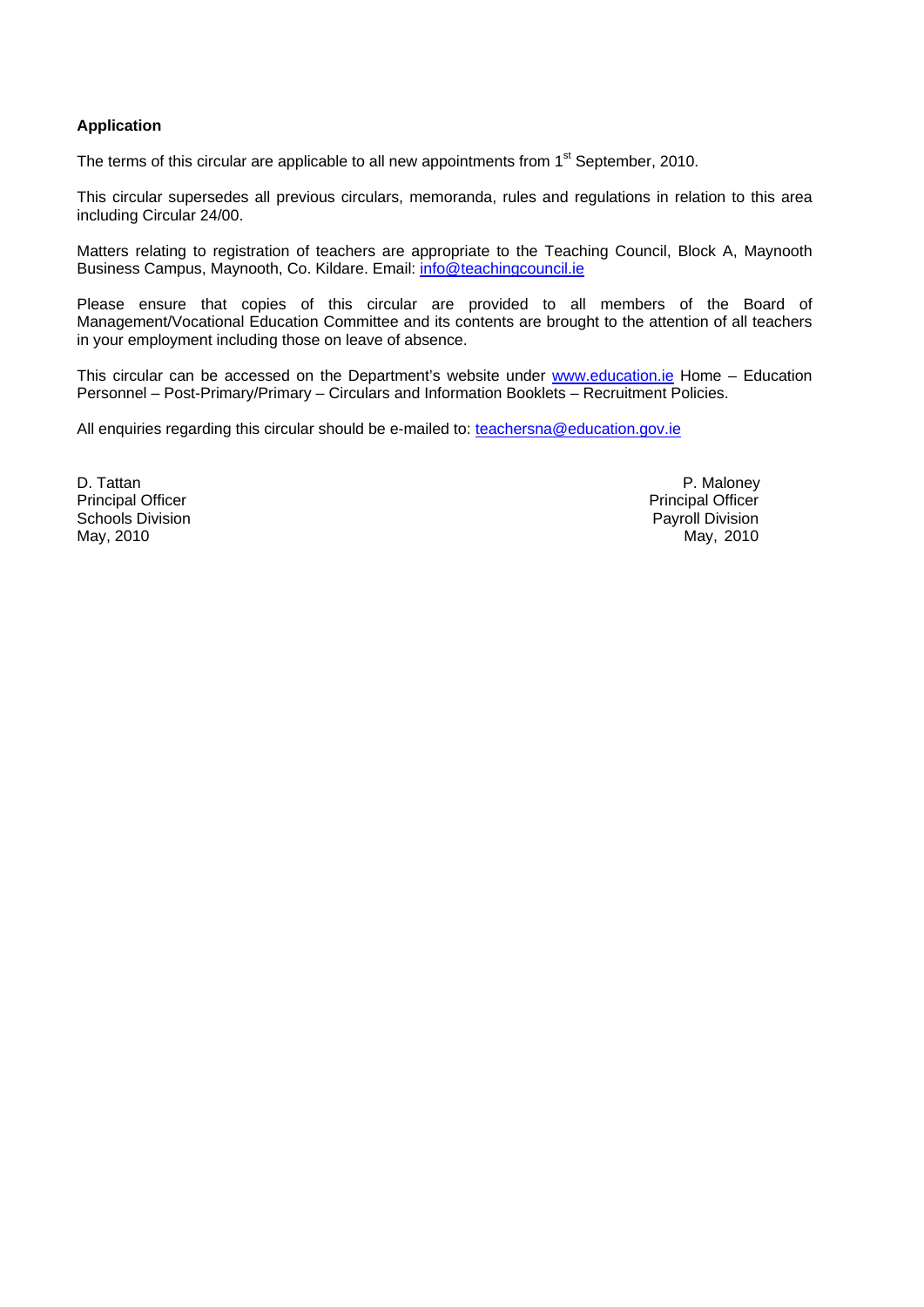**Application**

The terms of this circular are applicable to all new appointments from 1st September, 2010.

This circular supersedes all previous circulars, memoranda, rules and regulations in relation to this area including Circular 24/00.

Matters relating to registration of teachers are appropriate to the Teaching Council, Block A, Maynooth Business Campus, Maynooth, Co. Kildare. Email: info@teachingcouncil.ie

Please ensure that copies of this circular are provided to all members of the Board of Management/Vocational Education Committee and its contents are brought to the attention of all teachers in your employment including those on leave of absence.

This circular can be accessed on the Department's website under www.education.ie Home – Education Personnel – Post-Primary/Primary – Circulars and Information Booklets – Recruitment Policies.

All enquiries regarding this circular should be e-mailed to: teachersna@education.gov.ie

D. Tattan
Principal Officer
Schools Division
May, 2010

P. Maloney
Principal Officer
Payroll Division
May, 2010